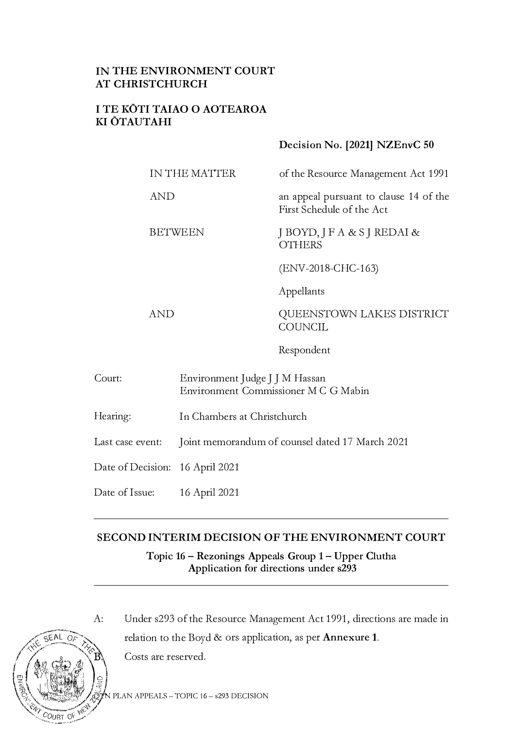**IN THE ENVIRONMENT COURT AT CHRISTCHURCH**

**I TE KŌTI TAIAO O AOTEAROA KI ŌTAUTAHI**

**Decision No. [2021] NZEnvC 50**

| | |
|---|---|
| IN THE MATTER | of the Resource Management Act 1991 |
| AND | an appeal pursuant to clause 14 of the First Schedule of the Act |
| BETWEEN | J BOYD, J F A & S J REDAI & OTHERS |
| | (ENV-2018-CHC-163) |
| | Appellants |
| AND | QUEENSTOWN LAKES DISTRICT COUNCIL |
| | Respondent |

| | |
|---|---|
| Court: | Environment Judge J J M Hassan<br>Environment Commissioner M C G Mabin |
| Hearing: | In Chambers at Christchurch |
| Last case event: | Joint memorandum of counsel dated 17 March 2021 |
| Date of Decision: | 16 April 2021 |
| Date of Issue: | 16 April 2021 |

---

## SECOND INTERIM DECISION OF THE ENVIRONMENT COURT

### Topic 16 – Rezonings Appeals Group 1 – Upper Clutha Application for directions under s293

---

A: Under s293 of the Resource Management Act 1991, directions are made in relation to the Boyd & ors application, as per **Annexure 1**.

B: Costs are reserved.

PDP PLAN APPEALS – TOPIC 16 – s293 DECISION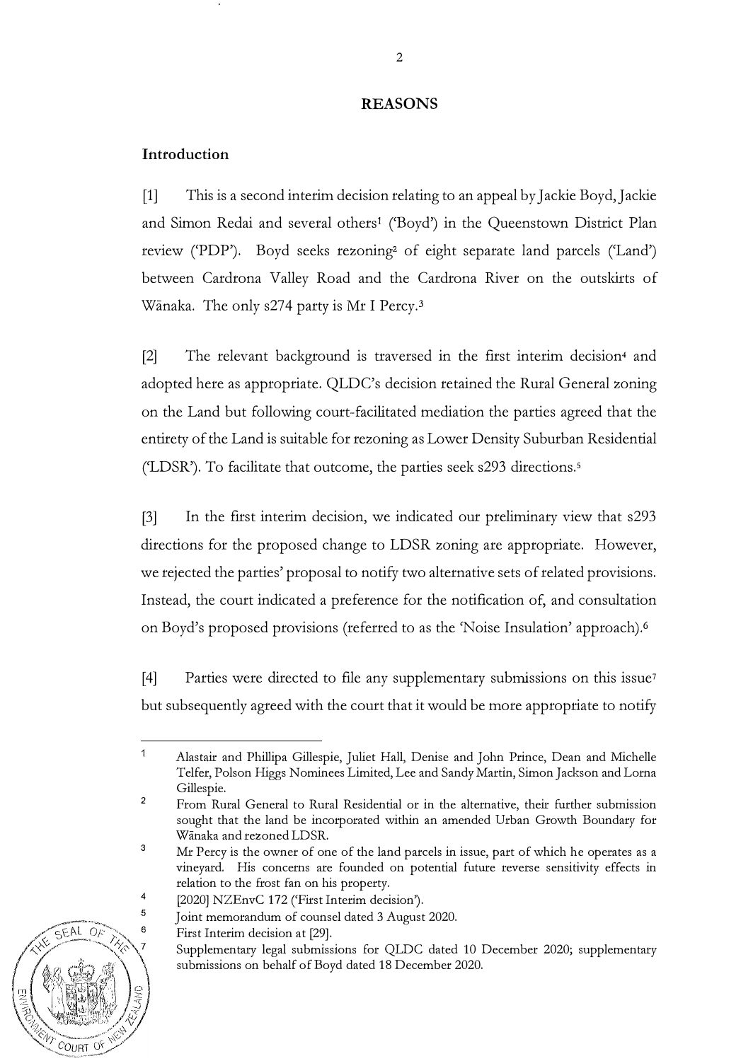## REASONS

### Introduction

[1] This is a second interim decision relating to an appeal by Jackie Boyd, Jackie and Simon Redai and several others[1] ('Boyd') in the Queenstown District Plan review ('PDP'). Boyd seeks rezoning[2] of eight separate land parcels ('Land') between Cardrona Valley Road and the Cardrona River on the outskirts of Wānaka. The only s274 party is Mr I Percy.[3]

[2] The relevant background is traversed in the first interim decision[4] and adopted here as appropriate. QLDC's decision retained the Rural General zoning on the Land but following court-facilitated mediation the parties agreed that the entirety of the Land is suitable for rezoning as Lower Density Suburban Residential ('LDSR'). To facilitate that outcome, the parties seek s293 directions.[5]

[3] In the first interim decision, we indicated our preliminary view that s293 directions for the proposed change to LDSR zoning are appropriate. However, we rejected the parties' proposal to notify two alternative sets of related provisions. Instead, the court indicated a preference for the notification of, and consultation on Boyd's proposed provisions (referred to as the 'Noise Insulation' approach).[6]

[4] Parties were directed to file any supplementary submissions on this issue[7] but subsequently agreed with the court that it would be more appropriate to notify

---

[1] Alastair and Phillipa Gillespie, Juliet Hall, Denise and John Prince, Dean and Michelle Telfer, Polson Higgs Nominees Limited, Lee and Sandy Martin, Simon Jackson and Lorna Gillespie.

[2] From Rural General to Rural Residential or in the alternative, their further submission sought that the land be incorporated within an amended Urban Growth Boundary for Wānaka and rezoned LDSR.

[3] Mr Percy is the owner of one of the land parcels in issue, part of which he operates as a vineyard. His concerns are founded on potential future reverse sensitivity effects in relation to the frost fan on his property.

[4] [2020] NZEnvC 172 ('First Interim decision').

[5] Joint memorandum of counsel dated 3 August 2020.

[6] First Interim decision at [29].

[7] Supplementary legal submissions for QLDC dated 10 December 2020; supplementary submissions on behalf of Boyd dated 18 December 2020.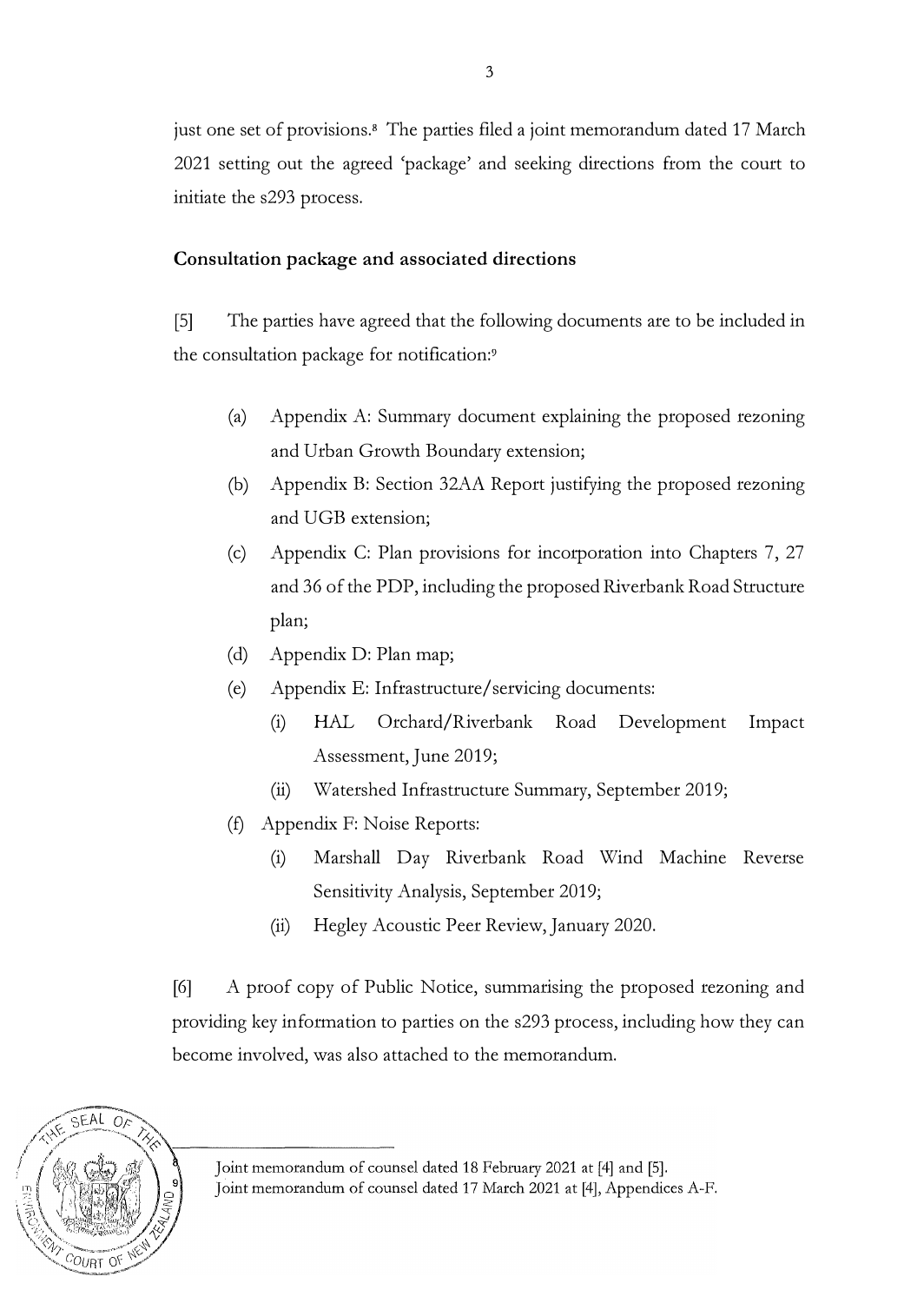just one set of provisions.[8] The parties filed a joint memorandum dated 17 March 2021 setting out the agreed 'package' and seeking directions from the court to initiate the s293 process.

## Consultation package and associated directions

[5] The parties have agreed that the following documents are to be included in the consultation package for notification:[9]

(a) Appendix A: Summary document explaining the proposed rezoning and Urban Growth Boundary extension;

(b) Appendix B: Section 32AA Report justifying the proposed rezoning and UGB extension;

(c) Appendix C: Plan provisions for incorporation into Chapters 7, 27 and 36 of the PDP, including the proposed Riverbank Road Structure plan;

(d) Appendix D: Plan map;

(e) Appendix E: Infrastructure/servicing documents:

  (i) HAL Orchard/Riverbank Road Development Impact Assessment, June 2019;

  (ii) Watershed Infrastructure Summary, September 2019;

(f) Appendix F: Noise Reports:

  (i) Marshall Day Riverbank Road Wind Machine Reverse Sensitivity Analysis, September 2019;

  (ii) Hegley Acoustic Peer Review, January 2020.

[6] A proof copy of Public Notice, summarising the proposed rezoning and providing key information to parties on the s293 process, including how they can become involved, was also attached to the memorandum.

---

[8] Joint memorandum of counsel dated 18 February 2021 at [4] and [5].

[9] Joint memorandum of counsel dated 17 March 2021 at [4], Appendices A-F.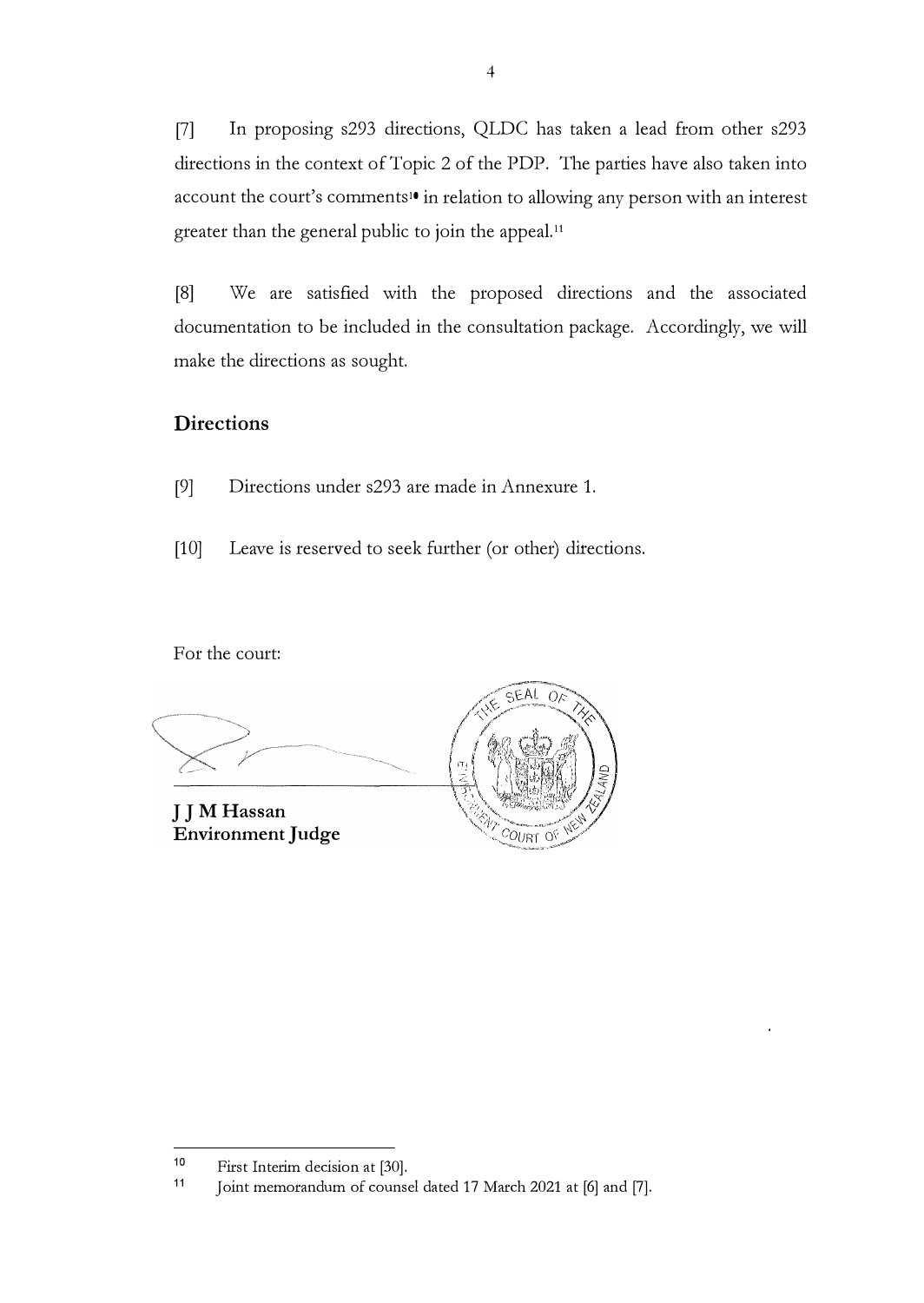[7] In proposing s293 directions, QLDC has taken a lead from other s293 directions in the context of Topic 2 of the PDP. The parties have also taken into account the court's comments[10] in relation to allowing any person with an interest greater than the general public to join the appeal.[11]

[8] We are satisfied with the proposed directions and the associated documentation to be included in the consultation package. Accordingly, we will make the directions as sought.

## Directions

[9] Directions under s293 are made in Annexure 1.

[10] Leave is reserved to seek further (or other) directions.

For the court:

**J J M Hassan**
**Environment Judge**

---

[10] First Interim decision at [30].

[11] Joint memorandum of counsel dated 17 March 2021 at [6] and [7].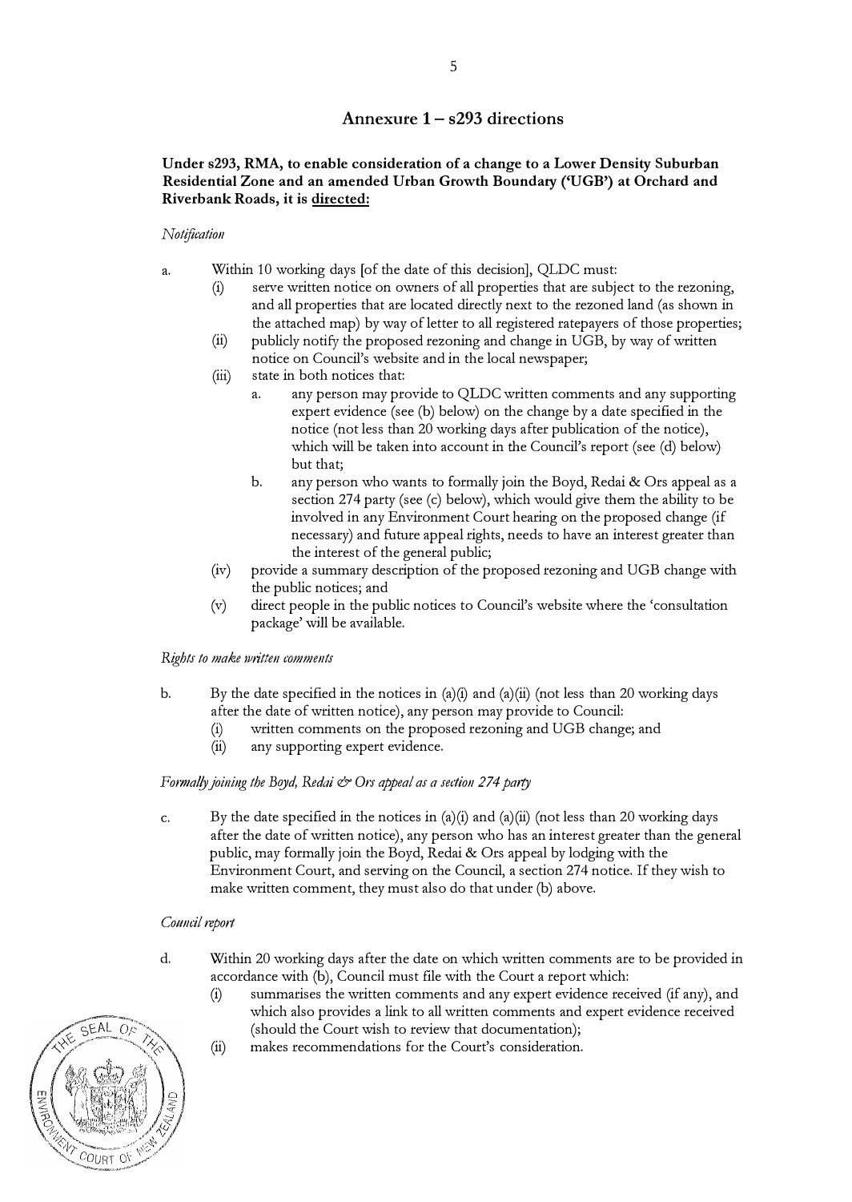## Annexure 1 – s293 directions

**Under s293, RMA, to enable consideration of a change to a Lower Density Suburban Residential Zone and an amended Urban Growth Boundary ('UGB') at Orchard and Riverbank Roads, it is <u>directed:</u>**

*Notification*

a. Within 10 working days [of the date of this decision], QLDC must:
   (i) serve written notice on owners of all properties that are subject to the rezoning, and all properties that are located directly next to the rezoned land (as shown in the attached map) by way of letter to all registered ratepayers of those properties;
   (ii) publicly notify the proposed rezoning and change in UGB, by way of written notice on Council's website and in the local newspaper;
   (iii) state in both notices that:
      a. any person may provide to QLDC written comments and any supporting expert evidence (see (b) below) on the change by a date specified in the notice (not less than 20 working days after publication of the notice), which will be taken into account in the Council's report (see (d) below) but that;
      b. any person who wants to formally join the Boyd, Redai & Ors appeal as a section 274 party (see (c) below), which would give them the ability to be involved in any Environment Court hearing on the proposed change (if necessary) and future appeal rights, needs to have an interest greater than the interest of the general public;
   (iv) provide a summary description of the proposed rezoning and UGB change with the public notices; and
   (v) direct people in the public notices to Council's website where the 'consultation package' will be available.

*Rights to make written comments*

b. By the date specified in the notices in (a)(i) and (a)(ii) (not less than 20 working days after the date of written notice), any person may provide to Council:
   (i) written comments on the proposed rezoning and UGB change; and
   (ii) any supporting expert evidence.

*Formally joining the Boyd, Redai & Ors appeal as a section 274 party*

c. By the date specified in the notices in (a)(i) and (a)(ii) (not less than 20 working days after the date of written notice), any person who has an interest greater than the general public, may formally join the Boyd, Redai & Ors appeal by lodging with the Environment Court, and serving on the Council, a section 274 notice. If they wish to make written comment, they must also do that under (b) above.

*Council report*

d. Within 20 working days after the date on which written comments are to be provided in accordance with (b), Council must file with the Court a report which:
   (i) summarises the written comments and any expert evidence received (if any), and which also provides a link to all written comments and expert evidence received (should the Court wish to review that documentation);
   (ii) makes recommendations for the Court's consideration.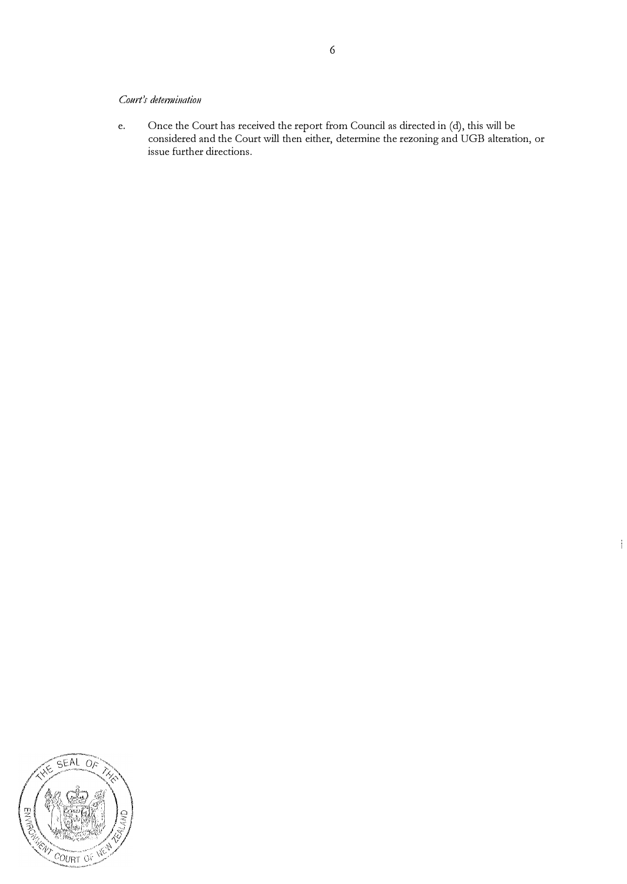*Court's determination*

e. Once the Court has received the report from Council as directed in (d), this will be considered and the Court will then either, determine the rezoning and UGB alteration, or issue further directions.